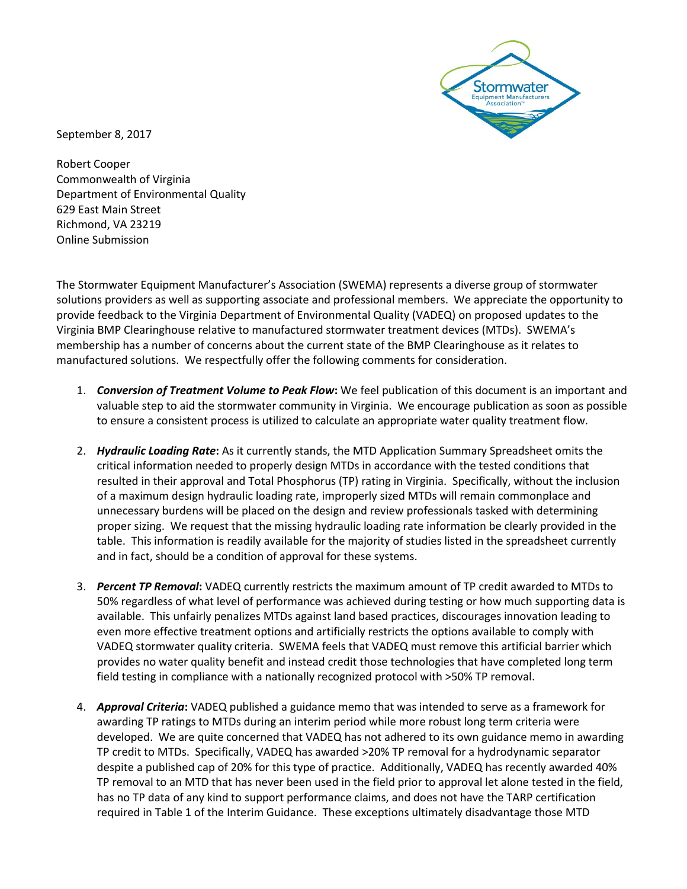September 8, 2017

Robert Cooper
Commonwealth of Virginia
Department of Environmental Quality
629 East Main Street
Richmond, VA 23219
Online Submission

The Stormwater Equipment Manufacturer's Association (SWEMA) represents a diverse group of stormwater solutions providers as well as supporting associate and professional members. We appreciate the opportunity to provide feedback to the Virginia Department of Environmental Quality (VADEQ) on proposed updates to the Virginia BMP Clearinghouse relative to manufactured stormwater treatment devices (MTDs). SWEMA's membership has a number of concerns about the current state of the BMP Clearinghouse as it relates to manufactured solutions. We respectfully offer the following comments for consideration.

1. ***Conversion of Treatment Volume to Peak Flow*:** We feel publication of this document is an important and valuable step to aid the stormwater community in Virginia. We encourage publication as soon as possible to ensure a consistent process is utilized to calculate an appropriate water quality treatment flow.

2. ***Hydraulic Loading Rate*:** As it currently stands, the MTD Application Summary Spreadsheet omits the critical information needed to properly design MTDs in accordance with the tested conditions that resulted in their approval and Total Phosphorus (TP) rating in Virginia. Specifically, without the inclusion of a maximum design hydraulic loading rate, improperly sized MTDs will remain commonplace and unnecessary burdens will be placed on the design and review professionals tasked with determining proper sizing. We request that the missing hydraulic loading rate information be clearly provided in the table. This information is readily available for the majority of studies listed in the spreadsheet currently and in fact, should be a condition of approval for these systems.

3. ***Percent TP Removal*:** VADEQ currently restricts the maximum amount of TP credit awarded to MTDs to 50% regardless of what level of performance was achieved during testing or how much supporting data is available. This unfairly penalizes MTDs against land based practices, discourages innovation leading to even more effective treatment options and artificially restricts the options available to comply with VADEQ stormwater quality criteria. SWEMA feels that VADEQ must remove this artificial barrier which provides no water quality benefit and instead credit those technologies that have completed long term field testing in compliance with a nationally recognized protocol with >50% TP removal.

4. ***Approval Criteria*:** VADEQ published a guidance memo that was intended to serve as a framework for awarding TP ratings to MTDs during an interim period while more robust long term criteria were developed. We are quite concerned that VADEQ has not adhered to its own guidance memo in awarding TP credit to MTDs. Specifically, VADEQ has awarded >20% TP removal for a hydrodynamic separator despite a published cap of 20% for this type of practice. Additionally, VADEQ has recently awarded 40% TP removal to an MTD that has never been used in the field prior to approval let alone tested in the field, has no TP data of any kind to support performance claims, and does not have the TARP certification required in Table 1 of the Interim Guidance. These exceptions ultimately disadvantage those MTD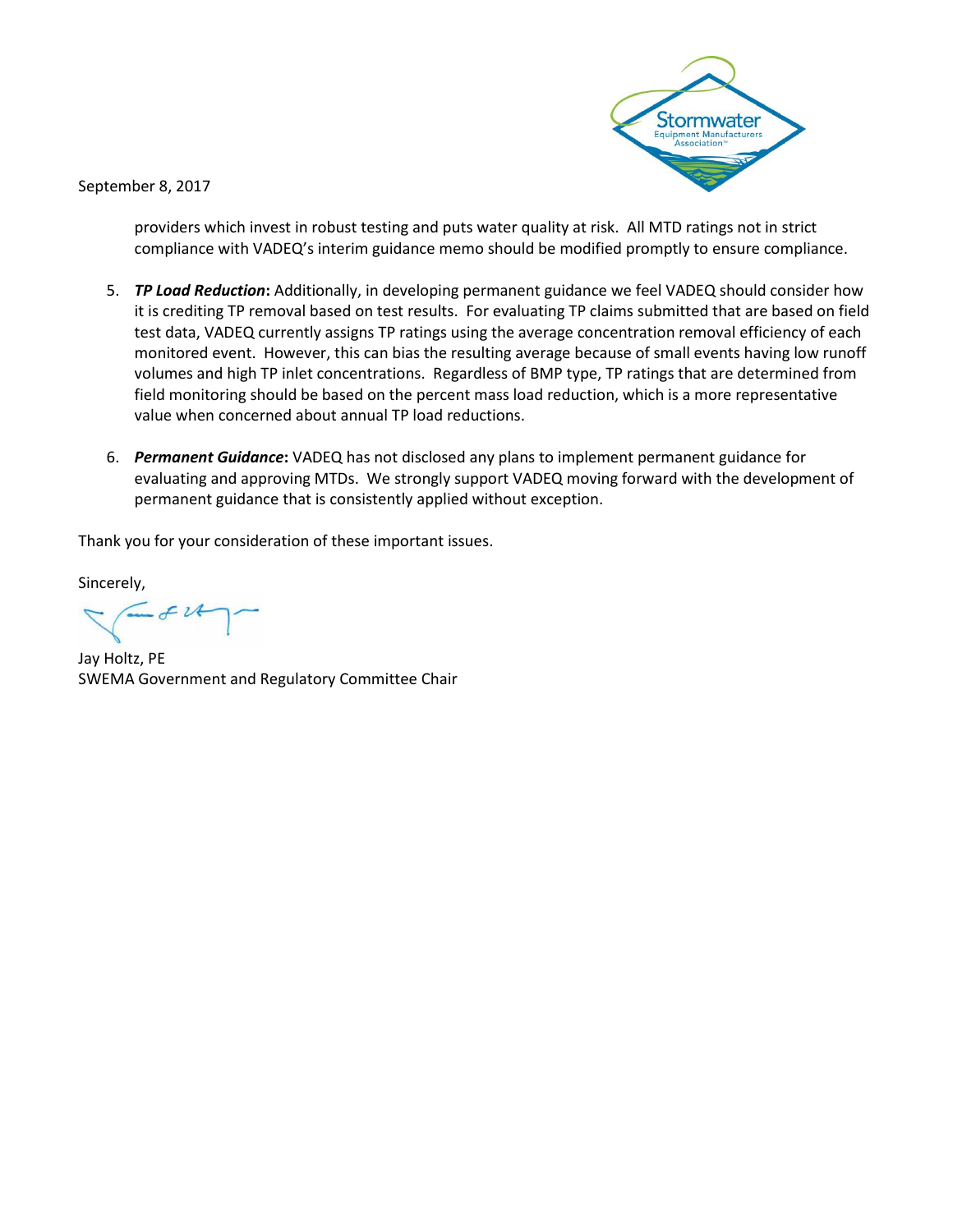September 8, 2017

providers which invest in robust testing and puts water quality at risk. All MTD ratings not in strict compliance with VADEQ's interim guidance memo should be modified promptly to ensure compliance.

5. ***TP Load Reduction*****:** Additionally, in developing permanent guidance we feel VADEQ should consider how it is crediting TP removal based on test results. For evaluating TP claims submitted that are based on field test data, VADEQ currently assigns TP ratings using the average concentration removal efficiency of each monitored event. However, this can bias the resulting average because of small events having low runoff volumes and high TP inlet concentrations. Regardless of BMP type, TP ratings that are determined from field monitoring should be based on the percent mass load reduction, which is a more representative value when concerned about annual TP load reductions.

6. ***Permanent Guidance*****:** VADEQ has not disclosed any plans to implement permanent guidance for evaluating and approving MTDs. We strongly support VADEQ moving forward with the development of permanent guidance that is consistently applied without exception.

Thank you for your consideration of these important issues.

Sincerely,

Jay Holtz, PE
SWEMA Government and Regulatory Committee Chair